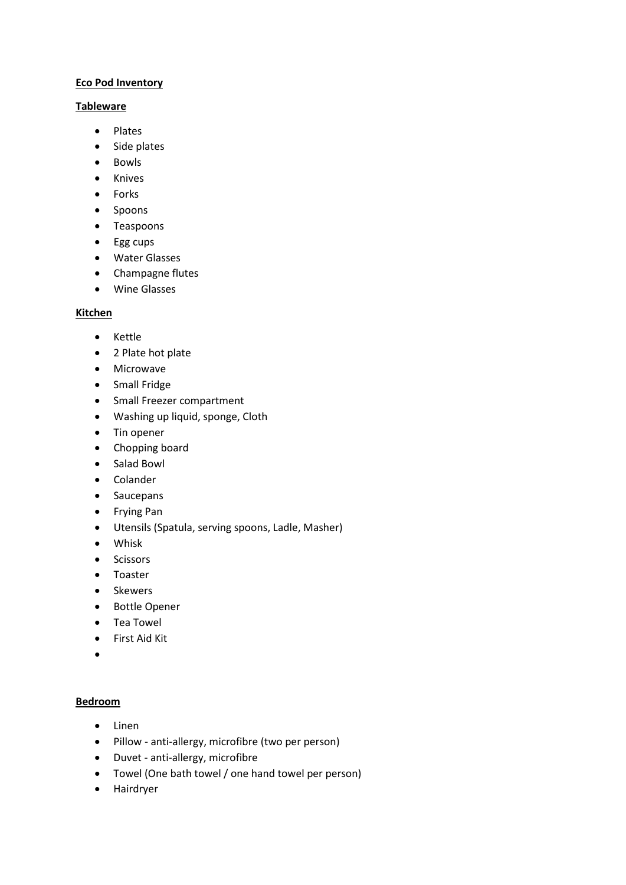**Eco Pod Inventory**

**Tableware**

- Plates
- Side plates
- Bowls
- Knives
- Forks
- Spoons
- Teaspoons
- Egg cups
- Water Glasses
- Champagne flutes
- Wine Glasses

**Kitchen**

- Kettle
- 2 Plate hot plate
- Microwave
- Small Fridge
- Small Freezer compartment
- Washing up liquid, sponge, Cloth
- Tin opener
- Chopping board
- Salad Bowl
- Colander
- Saucepans
- Frying Pan
- Utensils (Spatula, serving spoons, Ladle, Masher)
- Whisk
- Scissors
- Toaster
- Skewers
- Bottle Opener
- Tea Towel
- First Aid Kit

**Bedroom**

- Linen
- Pillow - anti-allergy, microfibre (two per person)
- Duvet - anti-allergy, microfibre
- Towel (One bath towel / one hand towel per person)
- Hairdryer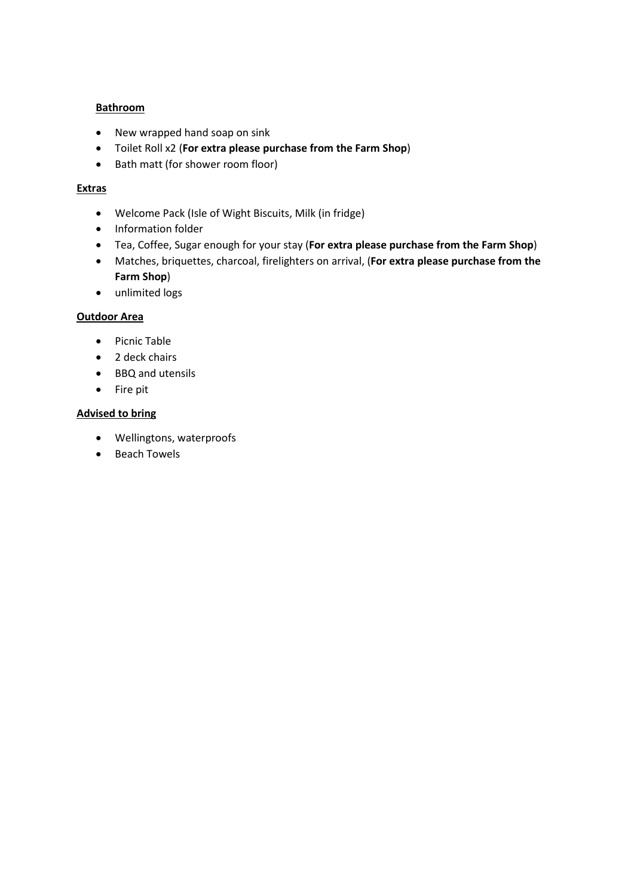**Bathroom**

- New wrapped hand soap on sink
- Toilet Roll x2 (**For extra please purchase from the Farm Shop**)
- Bath matt (for shower room floor)

**Extras**

- Welcome Pack (Isle of Wight Biscuits, Milk (in fridge)
- Information folder
- Tea, Coffee, Sugar enough for your stay (**For extra please purchase from the Farm Shop**)
- Matches, briquettes, charcoal, firelighters on arrival, (**For extra please purchase from the Farm Shop**)
- unlimited logs

**Outdoor Area**

- Picnic Table
- 2 deck chairs
- BBQ and utensils
- Fire pit

**Advised to bring**

- Wellingtons, waterproofs
- Beach Towels